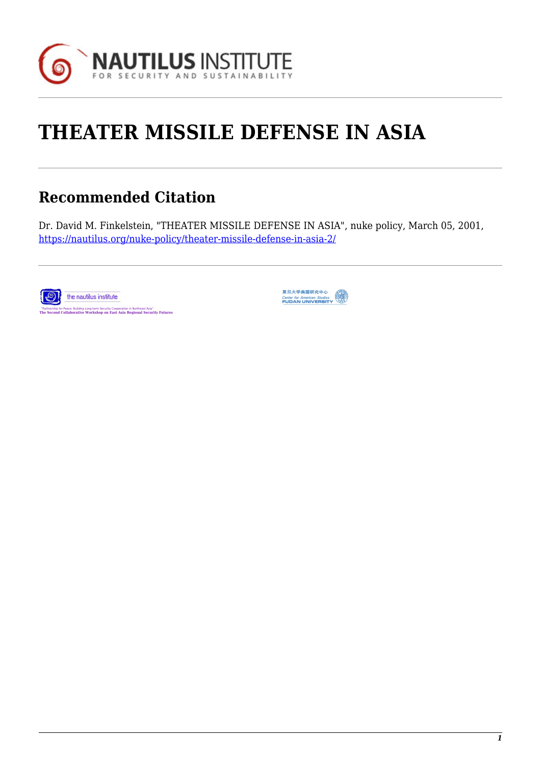# THEATER MISSILE DEFENSE IN ASIA

## Recommended Citation

Dr. David M. Finkelstein, "THEATER MISSILE DEFENSE IN ASIA", nuke policy, March 05, 2001, https://nautilus.org/nuke-policy/theater-missile-defense-in-asia-2/

the nautilus institute

"Partnership for Peace: Building Long-term Security Cooperation in Northeast Asia"
The Second Collaborative Workshop on East Asia Regional Security Futures

复旦大学美国研究中心
Center for American Studies
FUDAN UNIVERSITY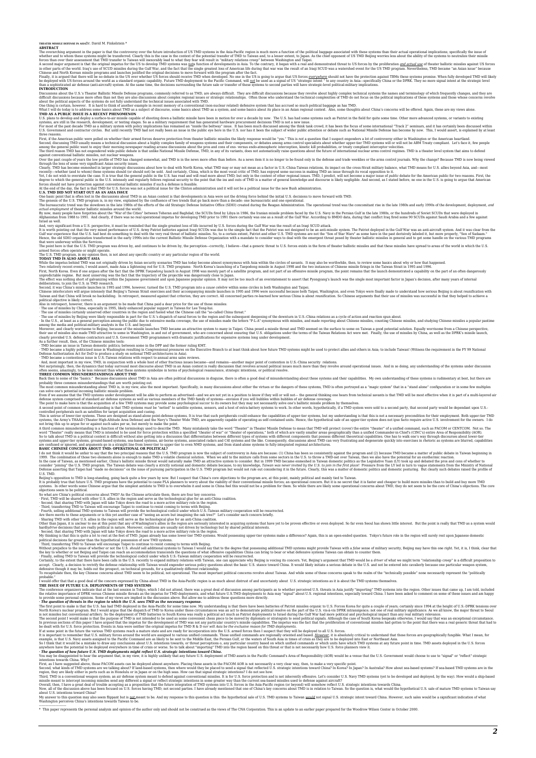**THEATER MISSILE DEFENSE IN ASIA** Dr. David M. Finkelstein *

**ABSTRACT**

The overarching argument in the paper is that the controversy over the future introduction of US TMD systems in the Asia-Pacific region is much more a function of the political baggage associated with these systems than their actual operational implications; specifically the issue of whether and to whom these systems might be transferred. Clearly this is the case in the context of the potential transfer of TMD to Taiwan and, to a lesser extent, to Japan. As the chief opponent of US TMD Beijing worries less about the ability of the systems to neutralize their missile forces than over their assessment that TMD transfer to Taiwan will inexorably lead to what they fear will result in "military relations creep" between Washington and Taipei.

A second major argument is that the original impetus for the US to develop TMD systems was *not* a function of developments in Asia. To the contrary, it began with a real and demonstrated threat to US forces by the proliferation *and actual use* of theater ballistic missiles against US forces in other parts of the world. Iraq's use of SCUD missiles during the Gulf War, and the fact that the single greatest loss of American life during that war was the result of an Iraqi SCUD was a watershed event for the US TMD program. Nevertheless, TMD became "an Asian issue" because Chinese and North Korean missile programs and launches justified the original decisions to move forward with the program after the fact.

Finally, it is argued that there will be no debate in the US over whether US forces should receive TMD when developed. No one in the US is going to argue that US forces *everywhere* should not have the protection against TBMs these systems promise. When fully developed TMD will likely be deployed with US forces around the world as a standard organic capability. Future TMD deployment to the Pacific Command, will *not* be used as a signal of US "strategic intent" to any country in Asia--specifically China or the DPRK. They no more signal intent at the strategic level than a sophisticated air defense (anti-aircraft) system. At the same time, the decisions surrounding the future sale or transfer of these systems to second parties will have strategic-level political-military implications.

**INTRODUCTION**

Discussions about the U.S.'s Theater Ballistic Missile Defense programs, commonly referred to as TMD, are always difficult. They are difficult discussions because they revolve about highly complex technical systems the names and terminology of which frequently changes, and they are difficult discussions because in the Asian context more than not they are also discussions about complex regional issues or strategic relationships. Often those who understand the technical complexities of TMD do not focus on the political implications of these systems and those whose concerns revolve about the political aspects of the systems do not fully understand the technical issues associated with TMD.

One thing is certain, however. It is hard to think of another example in recent memory of a conventional (non-nuclear related) defensive system that has accrued so much political baggage as has TMD.

What I will do today is to address some basics about TMD as a subject of discourse, some basics about TMD as a system, and some basics about its place in an Asian regional context. Also, some thoughts about China's concerns will be offered. Again, these are my views alone.

**TMD AS A PUBLIC ISSUE IS A RECENT PHENOMENON**

U.S. plans to develop and deploy a surface-to-air missile capable of shooting down a ballistic missile have been in motion for over a decade by now. The U.S. has had some systems such as Patriot in the field for quite some time. Other more advanced systems, or variants to existing systems, are still in the research, development, or testing stages. So as a military requirement that has generated hardware procurement decisions TMD is not a new issue.

For most of the past decade TMD as a military system with policy implications has remained an "inside the beltway" issue. It has been much discussed among the think tank crowd, it has been the focus of some international "Track 2" seminars, and it has certainly been discussed within U.S. Government and contractor circles. But until recently TMD had not really been an issue in the public eye here in the U.S. nor has it been the subject of wider public attention or debate such as National Missile Defense has become by now. This, I would assert, is explained by at least three reasons.

First, if the American public were polled on whether their armed forces deserve protection from theater ballistic missiles the likely response would be "yes." This is *not* a question that I suspect engenders a lot of controversy either in Washington or the American heartland.

Second, discussing TMD usually means a technical discussion about a highly complex family of weapons systems and their components, or debates among arms control specialists about whether upper-tier TMD systems will or will not be ABM Treaty compliant. Let's face it, few people among the general public want to enjoy their morning newspaper reading arcane discussions about the pros and cons of exo- versus endo-atmospheric interception, kinetic kill probabilities, or treaty compliant interceptor velocities.

The third reason TMD has not engendered wide public debate is that unlike National Missile Defense, TMD, in any of its variants, does not automatically raise questions about the future of international nuclear arms control regimes. TMD is a theater level system that aims to defend against conventional ballistic missiles, not nuclear weapons.

Over the past couple of years the low profile of TMD has changed somewhat, and TMD is in the news more often than before. As a news item it is no longer to be found only in the defense and trade weeklies or the arms control journals. Why the change? Because TMD is now being viewed through the lens of some very significant Asian security issues.

Clearly, TMD has become enmeshed in larger strategic discussions about how to deal with North Korea, what TMD may or may not mean as a factor in U.S.-China-Taiwan relations, its impact on the cross-Strait military balance, what TMD means for U.S. allies beyond Asia, and—most recently—whether (and to whom) these systems should (or should not) be sold. And certainly, China, which is the most vocal critic of TMD, has enjoyed some success in making TMD an issue through its vocal opposition to it.

Yet, I do not wish to overstate the case. It is true that the general public in the U.S. has read and will read more about TMD; but only in the context of other regional issues. TMD, I predict, will not become a major issue of public debate for the American public for two reasons. First, the degree to which the general public in the U.S. intensely and regularly follows regional security to the point that the ins and outs of TMD is a matter of general knowledge and discourse is likely negligible. And second, as I stated before, no one in the U.S. is going to argue that American forces should not have protection against conventional ballistic missiles if such a defense is feasible.

At the end of the day, the fact is that TMD for U.S. forces was not a political issue for the Clinton administration and it will not be a political issue for the new Bush administration.

**U.S. TMD DID NOT START OUT AS AN ASIA ISSUE**

One basic point that is often lost in the discussions about TMD in an Asian context is that developments in Asia were not the driving force behind the initial U.S. decisions to move forward with TMD.

The genesis of the U.S. TMD program is, in my view, explained by the confluence of two trends that go back more than a decade: one bureaucratic and one operational.

The bureaucratic trend was the slowdown in the late 1980s of the efforts of the old Strategic Defense Initiative Office (SDIO) created during the Reagan Administration. The operational trend was the concomitant rise in the late 1980s and early 1990s of the development, deployment, *and actual employment* of theater ballistic missiles around the world.

By now, many people have forgotten about the "War of the Cities" between Teheran and Baghdad, the SCUDs fired by Libya in 1986, the Iranian missile problem faced by the U.S. Navy in the Persian Gulf in the late 1980s, or the hundreds of Soviet SCUDs that were deployed in Afghanistan from 1988 to 1991. And clearly, if there was no real operational impetus for developing TMD prior to 1991 there certainly was one as a result of the Gulf War. According to BMDO data, during that conflict Iraq fired some 90 SCUDs against Saudi Arabia and a few against Israel as well.

And, very significant from a U.S. perspective, it must be remembered that the single greatest loss of life incurred by U.S. forces during the Gulf War was the result of an Iraqi SCUD attack.

It is worth pointing out that the very mixed performance of U.S. Army Patriot batteries against Iraqi SCUDs was due to the simple fact that the Patriot was not designed to be an anti-missile system. The Patriot deployed in the Gulf War was an anti-aircraft system. And it was clear from the Gulf war experience that the U.S. had best do something to deal with the very real threat of ballistic missiles. So, to a certain extent, Patriot and other U.S. TMD systems are not the "Son of Star Wars" as some have in the past derisively labeled it, but more properly, "Son of Saddam." Hence, the old SDIO organization transformed in the early 1990s into the current Ballistic Missile Defense Organization with a mandate to consider ways to deal with the emergent threat posed by theater ballistic missiles in general and to get some handle on the various TMD programs that were underway within the Services.

The point here is that the U.S. TMD program was driven by, and continues to be driven by, the perception—correctly, I believe—that a generic threat to U.S. forces exists in the form of theater ballistic missiles and that these missiles have spread to areas of the world in which the U.S. armed forces often operate or might operate.

The U.S. TMD program, in my opinion then, is not about any specific country or any particular region of the world.

**TODAY TMD IS ALSO ABOUT ASIA**

While the impetus behind TMD was not originally driven by Asian security scenarios TMD has today become almost synonymous with Asia within the circles of savants. It may also be worthwhile, then, to review some basics about why or how that happened.

Two relatively recent events, I would assert, made Asia a lightening rod for U.S. TMD programs: North Korea's launching of a Taepodong missile in August 1998 and the two instances of Chinese missile firings in the Taiwan Strait in 1995 and 1996.

First, North Korea. Even if one argues after the fact that the DPRK *Taepodong* launch in August 1998 was merely part of a satellite program, and not part of an offensive missile program, the point remains that the launch demonstrated a capability on the part of an often dangerously unpredictable regime. But most unnerving was the fact that the trajectory of the projectile was dangerously close to Japan.

The effect was nothing short of galvanizing within the Japanese government and upon Japanese popular opinion. It may not be too much of an overstatement to assert that Pyongyang's launch was the single most important factor in Japan's decision, after many years of internal deliberations, to join the U.S. in TMD research.

Second, it was China's missile launches in 1995 and 1996, however, turned the U.S. TMD program into a *cause celebre* within some circles in both Washington and Taipei.

Chinese interlocutors will argue intensely that Beijing's Taiwan Strait exercises and their accompanying missile launches in 1995 and 1996 were successful because both Taipei, Washington, and even Tokyo were finally made to understand how serious Beijing is about reunification with Taiwan and that China will brook no backsliding. In retrospect, measured against that criterion, they are correct. All concerned parties re-learned how serious China is about reunification. So Chinese arguments that their use of missiles was successful in that they helped to achieve a political objective is likely correct.

Also in retrospect, however, there is an argument to be made that China paid a dear price for the use of those missiles:

· The use of missiles by China, especially in 1995, likely enhanced popular support in Taiwan for Lee Teng-hui.

· The use of missiles certainly unnerved other countries in the region and fueled what the Chinese call the "so-called China threat."

· The use of missiles by Beijing were likely responsible in part for the U.S.'s dispatch of naval forces to the region and the subsequent deepening of the downturn in U.S.-China relations as a cycle of action and reaction spun about.

· In the U.S., at least as a general perception among the public due to extensive media coverage, the use of missiles made the letters "P-L-A" synonymous with missiles, and made reporting about Chinese missiles, counting Chinese missiles, and studying Chinese missiles a popular pastime among the media and political-military analysts in the U.S. and beyond.

Moreover, and clearly worrisome to Beijing, because of the missile launches TMD became an attractive system to many in Taipei. China posed a missile threat and TMD seemed on the surface to some on Taiwan a good potential solution. Equally worrisome from a Chinese perspective, their use of missiles also made TMD attractive to some in Washington, in and out of government, who are concerned about ensuring that U.S. obligations under the terms of the Taiwan Relations Act were met. Finally, the use of missiles by China, as well as the DPRK's missile launch, clearly provided U.S. defense contractors and U.S. Government TMD programmers with dramatic justifications for expensive systems long under development.

As a further result, then, of the Chinese missiles tests:

· TMD became an issue in Taiwan domestic politics; between some in the DPP and the former ruling KMT.

· TMD became a highly politicized issue in Washington resulting in Congressional pressures on the Executive Branch to at least think about how future TMD systems might be used to protect allies and others in Asia; to include Taiwan! (Witness the requirement in the FY 99 National Defense Authorization Act for DoD to produce a study on notional TMD architectures in Asia).

· TMD became a contentious issue in U.S.-Taiwan relations with respect to annual arms sales reviews.

· And, most important in my view, TMD, in conjunction with a whole host of other fractious issues became—and remains—another major point of contention in U.S.-China security relations.

Not surprisingly, then, the dynamics that today surround most discourse about TMD in an Asian context is really discussion that revolves around political issues much more than they revolve around operational issues. And in so doing, any understanding of the systems under discussion often seems, amazingly, to be less relevant than what these systems symbolize in terms of psychological reassurance, strategic intentions, or political resolve.

**THREE COMMON MISUNDERSTANDINGS ABOUT TMD**

Back then to some of the "basics." Because discussions about TMD in Asia are often political discussions in disguise, there is often a good deal of misunderstanding about these systems and their capabilities. My own understanding of these systems is rudimentary at best, but there are probably three common misunderstandings that are worth pointing out.

The most common misunderstanding about TMD is, in my view, the most important. Specifically, in many discussions about either the virtues or the dangers of these systems, TMD is often portrayed as a "magic system" that in a "stand alone" configuration or in some few multiples can solve one's potential incoming ballistic missile problem.

Even if we assume that the TMD systems under development will be able to perform as advertised—and we are not yet in a position to know if they will or will not-- the general thinking one hears from technical savants is that TMD will be most effective when it is part of a multi-layered air defense system comprised of standard air defense systems as well as various members of the TMD family of systems—envision if you will bubbles within bubbles of air defense coverage.

The point to make here is that the acquisition of a few TMD systems may provide some psychological succor to its owners but they may not necessarily solve one's ballistic missile problem by themselves.

A second point of common misunderstanding is that TMD systems must be "netted" to satellite systems, sensors, and a host of extra-battery systems to work. In other words, hypothetically, if a TMD system were sold to a second party, that second party would be dependant upon U.S.-controlled peripherals such as satellites for target acquisition and cueing.

This is untrue of lower-tier systems. These are designed as stand-alone point-defense systems. It is true that such peripherals could enhance the capabilities of upper-tier systems, but my understanding is that this is not a necessary precondition for their employment. Both upper-tier TMD systems, the Army's THAAD (Theater High-Altitude Area Defense) and the Navy's Theater Wide TMD, are apparently capable of operating as self-contained units. Hence, the hypothetical sale of an upper-tier system does not ipso facto require active U.S. involvement for the owners. I do not bring this up to argue for or against such sales per se, but merely to make the point.

A third common misunderstanding is a function of the terminology used to describe TMD. Many mistakenly take the word "Theater" in Theater Missile Defense to mean that TMD will protect (cover) the entire "theater" of a unified command, such as PACOM or CENTCOM. Not so. The word "Theater" really means that TMD is intended to be used for force protection within a specified "theater of war" or "theater of operations," both of which are vastly smaller areas geographically than a unified Commander-in-Chief's (CINC's) entire Area of Responsibility (AOR).

So to talk about TMD in a political context is difficult without also getting into a discussion that differentiates between different types of systems with different components that possess different theoretical capabilities. One has to walk one's way through discussions about lower-tier and upper-tier systems, ground-based systems, sea-based systems, air-borne systems, associated radars and C4I systems and the like. Consequently, discussions about TMD can very frustrating and degenerate quickly into exercises in rhetoric as systems are blurred, capabilities are confused or ignored, and arguments go in a straight line from lower-tier to upper-tier to even NMD systems, and from stand-alone systems to fully-integrated regional architectures.

**BASIC CHINESE CONCERN ABOUT TMD: OPERATIONAL OR POLITICAL?**

I do not think it would be unfair to say that the two principal reasons that the U.S. TMD program is now the subject of controversy in Asia are because: (1) China has been so consistently against the program and (2) because TMD became a matter of public debate in Taiwan beginning in 1999. The combination of those two elements alone is enough to make TMD a volatile chemical solution. When we add to the mixture calls from some sectors in the U.S. to throw a TMD net over Taiwan, then we also have the potential for an exothermic reaction.

In the case of Taiwan, as mentioned earlier, China's ballistic missile threat would naturally make TMD an attractive system to consider. But in 1999 TMD became enmeshed in Taiwan domestic politics as the Legislative Yuan (LY) took up and debated the pros and cons of whether to consider "joining" the U.S. TMD program. The Taiwan debate was clearly a strictly national and domestic debate because, to my knowledge, Taiwan was *never invited by the U.S. to join in the first place!* Pressure from the LY led in turn to vague statements from the Ministry of National Defense asserting that Taipei had "made no decisions" on the issue of pursuing participation in the U.S. TMD program but would not rule out considering it in the future. Clearly, this was a matter of domestic politics and domestic posturing. But clearly such debates raised the profile of U.S. TMD.

Beijing's opposition to TMD is long-standing, going back quite a few years by now. But I suspect that China's core objections to the program are, at this point, mainly political and mainly tied to Taiwan.

It is probably true that future U.S. TMD programs have the potential to cause PLA planners to worry about the viability of their conventional missile forces; an operational concern. But it is no secret that it is faster and cheaper to build more missiles than to build and buy more TMD systems. In other words some Chinese argue that the simplest antidote to TMD is to overwhelm it and some in China feel this would not be a problem for them. So while there are likely some operational concerns about TMD, they do not seem to be the core of China's objections. The core objections seem to be political.

So what are China's political concerns about TMD? As the Chinese articulate them, there are four key concerns:

· First, TMD will be shared with other U.S. allies in the region and serve as the technological glue for an anti-China coalition.

· Second, that sharing TMD with Japan will take Tokyo down the road to a more active military role in the region.

· Third, transferring TMD to Taiwan will encourage Taipei to continue to resist coming to terms with Beijing.

· Fourth, selling additional TMD systems to Taiwan will provide the technological codicil under which U.S.-Taiwan military cooperation will be resurrected.

Are there merits to these arguments or is this yet another case of "seeing an acorn but imagining the oak tree?" Let's consider each concern briefly.

· Sharing TMD with other U.S. allies in the region will serve as the technological glue for an anti-China coalition.

Other than Japan, it is unclear to me at this point that any of Washington's allies in the region are seriously interested in acquiring systems that have yet to be proven effective or even deployed. So far even Seoul has shown little interest. But the point is really that TMD as a system would hardly*drive* decisions that are really political in nature. Moreover, coalitions are usually not driven by technology but by shared political interests.

· Second, that sharing TMD with Japan will take Tokyo down the road to a more active military role in the region.

My thinking is that this is quite a lot to rest at the feet of TMD. Japan already has some lower-tier TMD systems. Would possessing upper-tier systems make a difference? Again, this is an open-ended question. Tokyo's future role in the region will surely rest upon Japanese domestic political decisions far greater than the hypothetical possession of new TMD systems.

· Third, transferring TMD to Taiwan will encourage Taipei to continue to resist coming to terms with Beijing.

Without prejudice to the issue of whether or not the U.S. *should* sell additional systems to Taiwan I would say that to the degree that possessing additional TMD systems might provide Taiwan with a *false* sense of military security, Beijing may have this one right. Yet, it is, I think, clear that the key to whether or not Beijing and Taipei can reach an accommodation transcends the questions of what offensive capabilities China can bring to bear or what defensive systems Taiwan can obtain to counter them.

· Finally, selling TMD to Taiwan will provide the technological codicil under which U.S.-Taiwan military cooperation will be resurrected.

Certainly, to the extent that there have been calls in the U.S. recently to expand military relations with Taiwan, one can appreciate why Beijing is voicing its concern. Yet, Beijing's argument that TMD would be a driver of what we might term "relationship creep" is a difficult proposition to accept. Clearly, a decision to revivify the defense relationship with Taiwan would engender serious policy decisions about the basic U.S. stance toward China. It would likely initiate a serious debate in the U.S. and not be entered into cavalierly because one particular weapon system, defensive though it may be, holds out the prospect, on technical grounds, for a qualitatively different relationship.

To recapitulate then, the key Chinese concerns about TMD seem to be political, not operational. The most important political concerns revolve about Taiwan. And while some of these concerns speak to the realm of the "technically possible" none necessarily represent the "politically probable."

I would offer that that a good deal of the concern expressed by China about TMD in the Asia-Pacific region is as much about distrust of and uncertainty about U.S. strategic intentions as it is about the TMD systems themselves.

**THE ISSUE OF FUTURE U.S. DEPLOYMENTS OF TMD SYSTEMS**

The conference organizers indicate that at the last session in Tokyo, which I did not attend, there was a great deal of discussion among participants as to whether perceived U.S. threats in Asia justify "importing" TMD systems into the region. Other issues that came up, I am told, included the relative importance of DPRK versus Chinese missile threats as the impetus for TMD deployments, and what future U.S.TMD deployments to Asia may "signal" about U.S. regional intentions, especially toward China. I have been asked to comment on some of these issues and am happy to provide some personal opinions. Some of my views are implied in the discussion above. But allow me to address these questions more directly.

· *The question of threats in the region to which the U.S. sees TMD as the necessary response.*

The first point to make is that the U.S. has had TMD deployed in the Asia-Pacific for some time now. My understanding is that there have been batteries of Patriot missiles organic to U.S. Forces Korea for quite a couple of years; certainly since 1994 at the height of U.S.-DPRK tensions over North Korea's nuclear program. But I would argue that the dispatch of TMD to Korea under those circumstances was an act to demonstrate political resolve on the part of the U.S. vis-à-vis DPRK intransigence; not one of real military significance. As we all know, the major threat to Seoul is not missiles but conventional artillery. So the deployment of Patriot batteries to South Korea was really a political act much as Patriot deployments to Israel during the Gulf War had more political and psychological impact than any real military relevance.

The second point I would make is that the purpose of TMD is not intended to be used as some convenient chess piece to be moved by diplomats or strategists to send political signals. Although the case of South Korea bespeaks otherwise, I would say that was an exceptional circumstance. In previous sections of this paper I have argued that the impetus for the development of TMD was not any particular country's missile capabilities. The impetus was the fact that the proliferation of conventional missiles had gotten to the point that there was a real generic threat that had to be dealt with for U.S. force protection. Events in Asia were neither the original impetus for TMD R & D *nor will Asia be the exclusive reason for TMD deployments*.

If at some point in the future the various TMD systems reach a mature state and are ready for incorporation into the U.S. armed forces then I suspect that they will be deployed to all U.S. forces.

It is important to remember that U.S. military forces around the world are assigned to various unified commands. Those unified commands are regionally oriented and based. *However*, it is absolutely critical to understand that those forces are geographically fungible. What I mean, for example, is that U.S. Navy assets assigned to the Pacific Command are as likely to be sent to the Middle East, the Persian Gulf, or the waters of South Asia in times of crisis as they are to be deployed into East or Northeast Asia.

So I think that it would be a mistake to draw any conclusions about U.S. intentions towards, or threat perceptions of, any particular country based on which unified commands or units have which TMD systems at any future point in time. TMD assets deployed in the U.S. forces anywhere have the potential to be deployed everywhere in time of crisis or worse. So to talk about "importing" TMD into the region based on this threat or that is not necessarily how U.S. force planners view it.

· *The question of how future U.S. TMD deployments might reflect U.S. strategic intentions toward China.*

You may be disappointed to hear the argument that, in my view, it is highly unlikely that any future U.S. deployment of TMD assets in the Pacific Command's Area of Responsibility (AOR) would be a venue that the U.S. Government would choose to use to "signal" or "reflect" strategic intentions towards China. Why?

First, as I have suggested above, those PACOM assets can be deployed almost anywhere. Placing these assets in the PACOM AOR is not necessarily a very clear way, then, to make a very specific point.

Second, what kinds of TMD systems are we talking about? If land-based systems, then where would they be placed to send a signal that reflected U.S. strategic intentions toward China? In Korea? In Japan? In Australia? How about sea-based systems? If sea-based TMD systems are in the region, they are likely either in ports such as in Honolulu or in Japan or on the high seas. How can that signal strategic intentions? I do not see how.

Third, TMD is a conventional weapon system; an air defense system meant to defend against conventional missiles. It is for U.S. force protection and is not inherently offensive. Let's consider U.S. Navy TMD systems (yet to be developed and deployed, by the way). How would a ship-based missile meant to intercept incoming missiles send any different a signal or reflect strategic intentions in some greater way than the current sea-based missiles used to defend against aircraft?

Overall, then, I have a great deal of trouble accepting as a proposition that the future integration of TMD systems into U.S. forces in the Asia-Pacific region (or beyond) will somehow reflect U.S. strategic intentions towards China.

Now, all of the discussion above has been focused on U.S. forces having TMD; not second parties. I have already mentioned that one of China's key concerns about TMD is in relation to Taiwan. So the question is, what would the hypothetical U.S. sale of mature TMD systems to Taiwan say about U.S. intentions toward China?

My answer to this question may also seem flippant but is *not* meant to be. And my response to this question is this: the hypothetical sale of U.S. TMD systems to Taiwan *would* not signal U.S. strategic intent toward China. However, such sales would be a significant indication of what Washington perceives China's intentions towards Taiwan to be.

---

* This paper represents the personal analysis and opinion of the author only and should not be construed as the views of The CNA Corporation. This is an update to an earlier paper prepared for the Woodrow Wilson Center in October 2000.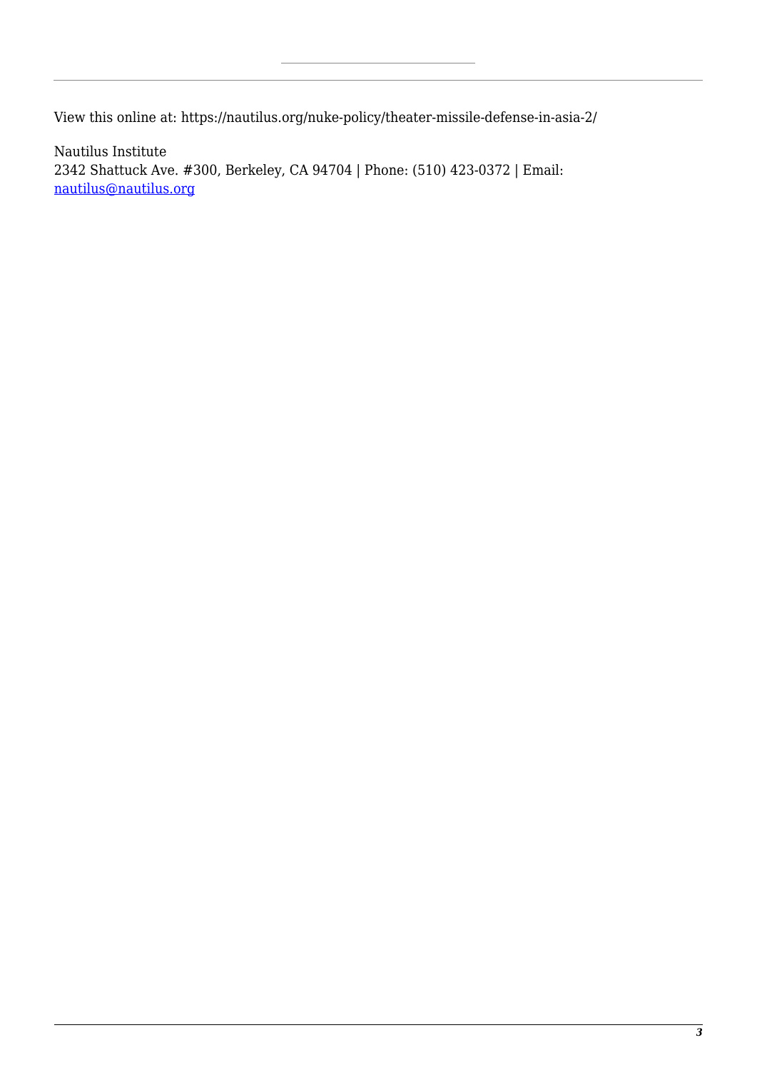View this online at: https://nautilus.org/nuke-policy/theater-missile-defense-in-asia-2/

Nautilus Institute
2342 Shattuck Ave. #300, Berkeley, CA 94704 | Phone: (510) 423-0372 | Email: [nautilus@nautilus.org](mailto:nautilus@nautilus.org)